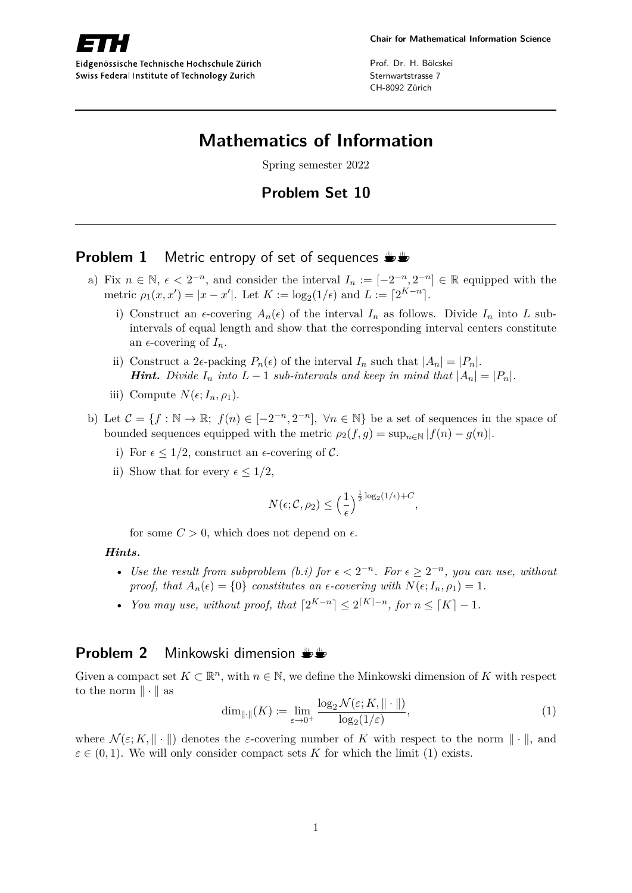ETH

Eidgenössische Technische Hochschule Zürich
Swiss Federal Institute of Technology Zurich

Chair for Mathematical Information Science

Prof. Dr. H. Bölcskei
Sternwartstrasse 7
CH-8092 Zürich

# Mathematics of Information

Spring semester 2022

## Problem Set 10

### Problem 1 Metric entropy of set of sequences

a) Fix $n \in \mathbb{N}$, $\epsilon < 2^{-n}$, and consider the interval $I_n := [-2^{-n}, 2^{-n}] \in \mathbb{R}$ equipped with the metric $\rho_1(x, x') = |x - x'|$. Let $K := \log_2(1/\epsilon)$ and $L := \lceil 2^{K-n} \rceil$.

   i) Construct an $\epsilon$-covering $A_n(\epsilon)$ of the interval $I_n$ as follows. Divide $I_n$ into $L$ sub-intervals of equal length and show that the corresponding interval centers constitute an $\epsilon$-covering of $I_n$.

   ii) Construct a $2\epsilon$-packing $P_n(\epsilon)$ of the interval $I_n$ such that $|A_n| = |P_n|$.
   ***Hint.*** *Divide $I_n$ into $L-1$ sub-intervals and keep in mind that $|A_n| = |P_n|$.*

   iii) Compute $N(\epsilon; I_n, \rho_1)$.

b) Let $\mathcal{C} = \{f : \mathbb{N} \to \mathbb{R};\ f(n) \in [-2^{-n}, 2^{-n}],\ \forall n \in \mathbb{N}\}$ be a set of sequences in the space of bounded sequences equipped with the metric $\rho_2(f, g) = \sup_{n \in \mathbb{N}} |f(n) - g(n)|$.

   i) For $\epsilon \leq 1/2$, construct an $\epsilon$-covering of $\mathcal{C}$.

   ii) Show that for every $\epsilon \leq 1/2$,

$$N(\epsilon; \mathcal{C}, \rho_2) \leq \left(\frac{1}{\epsilon}\right)^{\frac{1}{2}\log_2(1/\epsilon) + C},$$

   for some $C > 0$, which does not depend on $\epsilon$.

***Hints.***

- *Use the result from subproblem (b.i) for $\epsilon < 2^{-n}$. For $\epsilon \geq 2^{-n}$, you can use, without proof, that $A_n(\epsilon) = \{0\}$ constitutes an $\epsilon$-covering with $N(\epsilon; I_n, \rho_1) = 1$.*
- *You may use, without proof, that $\lceil 2^{K-n} \rceil \leq 2^{\lceil K \rceil - n}$, for $n \leq \lceil K \rceil - 1$.*

### Problem 2 Minkowski dimension

Given a compact set $K \subset \mathbb{R}^n$, with $n \in \mathbb{N}$, we define the Minkowski dimension of $K$ with respect to the norm $\|\cdot\|$ as

$$\dim_{\|\cdot\|}(K) := \lim_{\varepsilon \to 0^+} \frac{\log_2 \mathcal{N}(\varepsilon; K, \|\cdot\|)}{\log_2(1/\varepsilon)}, \tag{1}$$

where $\mathcal{N}(\varepsilon; K, \|\cdot\|)$ denotes the $\varepsilon$-covering number of $K$ with respect to the norm $\|\cdot\|$, and $\varepsilon \in (0, 1)$. We will only consider compact sets $K$ for which the limit (1) exists.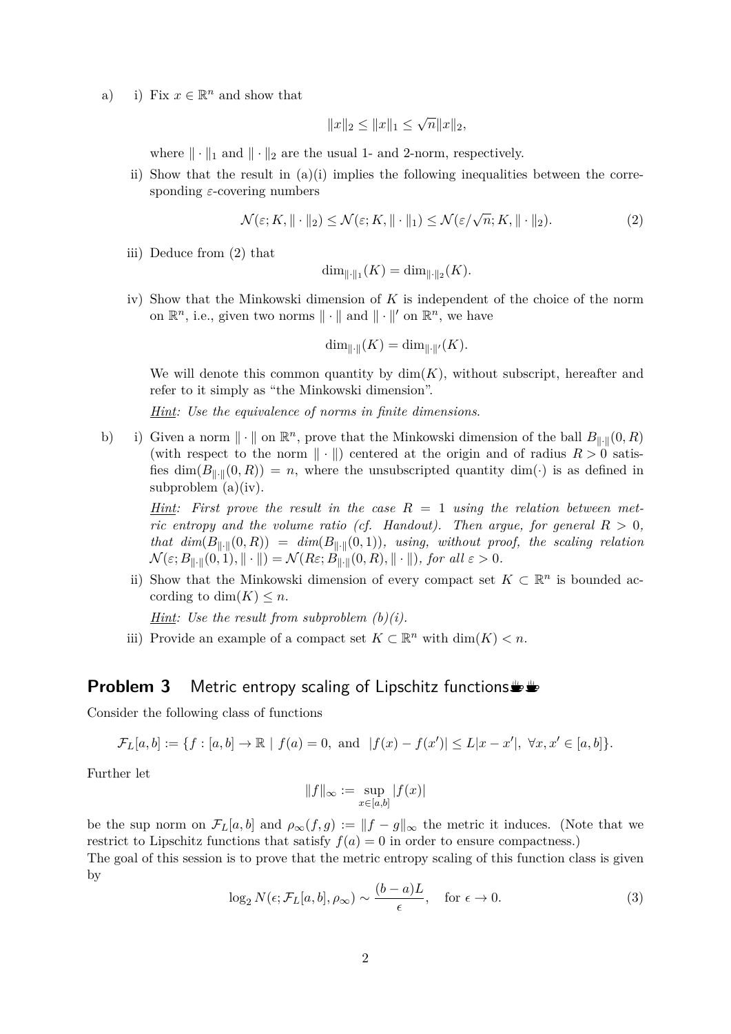a) i) Fix $x \in \mathbb{R}^n$ and show that

$$\|x\|_2 \leq \|x\|_1 \leq \sqrt{n}\|x\|_2,$$

where $\|\cdot\|_1$ and $\|\cdot\|_2$ are the usual 1- and 2-norm, respectively.

ii) Show that the result in (a)(i) implies the following inequalities between the corresponding $\varepsilon$-covering numbers

$$\mathcal{N}(\varepsilon; K, \|\cdot\|_2) \leq \mathcal{N}(\varepsilon; K, \|\cdot\|_1) \leq \mathcal{N}(\varepsilon/\sqrt{n}; K, \|\cdot\|_2). \tag{2}$$

iii) Deduce from (2) that

$$\dim_{\|\cdot\|_1}(K) = \dim_{\|\cdot\|_2}(K).$$

iv) Show that the Minkowski dimension of $K$ is independent of the choice of the norm on $\mathbb{R}^n$, i.e., given two norms $\|\cdot\|$ and $\|\cdot\|'$ on $\mathbb{R}^n$, we have

$$\dim_{\|\cdot\|}(K) = \dim_{\|\cdot\|'}(K).$$

We will denote this common quantity by $\dim(K)$, without subscript, hereafter and refer to it simply as "the Minkowski dimension".

***Hint:*** *Use the equivalence of norms in finite dimensions.*

b) i) Given a norm $\|\cdot\|$ on $\mathbb{R}^n$, prove that the Minkowski dimension of the ball $B_{\|\cdot\|}(0, R)$ (with respect to the norm $\|\cdot\|$) centered at the origin and of radius $R > 0$ satisfies $\dim(B_{\|\cdot\|}(0, R)) = n$, where the unsubscripted quantity $\dim(\cdot)$ is as defined in subproblem (a)(iv).

***Hint:*** *First prove the result in the case $R = 1$ using the relation between metric entropy and the volume ratio (cf. Handout). Then argue, for general $R > 0$, that $\dim(B_{\|\cdot\|}(0, R)) = \dim(B_{\|\cdot\|}(0, 1))$, using, without proof, the scaling relation $\mathcal{N}(\varepsilon; B_{\|\cdot\|}(0, 1), \|\cdot\|) = \mathcal{N}(R\varepsilon; B_{\|\cdot\|}(0, R), \|\cdot\|)$, for all $\varepsilon > 0$.*

ii) Show that the Minkowski dimension of every compact set $K \subset \mathbb{R}^n$ is bounded according to $\dim(K) \leq n$.

***Hint:*** *Use the result from subproblem (b)(i).*

iii) Provide an example of a compact set $K \subset \mathbb{R}^n$ with $\dim(K) < n$.

## Problem 3 Metric entropy scaling of Lipschitz functions

Consider the following class of functions

$$\mathcal{F}_L[a, b] := \{f : [a, b] \to \mathbb{R} \mid f(a) = 0, \text{ and } |f(x) - f(x')| \leq L|x - x'|, \ \forall x, x' \in [a, b]\}.$$

Further let

$$\|f\|_\infty := \sup_{x \in [a,b]} |f(x)|$$

be the sup norm on $\mathcal{F}_L[a, b]$ and $\rho_\infty(f, g) := \|f - g\|_\infty$ the metric it induces. (Note that we restrict to Lipschitz functions that satisfy $f(a) = 0$ in order to ensure compactness.)

The goal of this session is to prove that the metric entropy scaling of this function class is given by

$$\log_2 N(\epsilon; \mathcal{F}_L[a, b], \rho_\infty) \sim \frac{(b - a)L}{\epsilon}, \quad \text{for } \epsilon \to 0. \tag{3}$$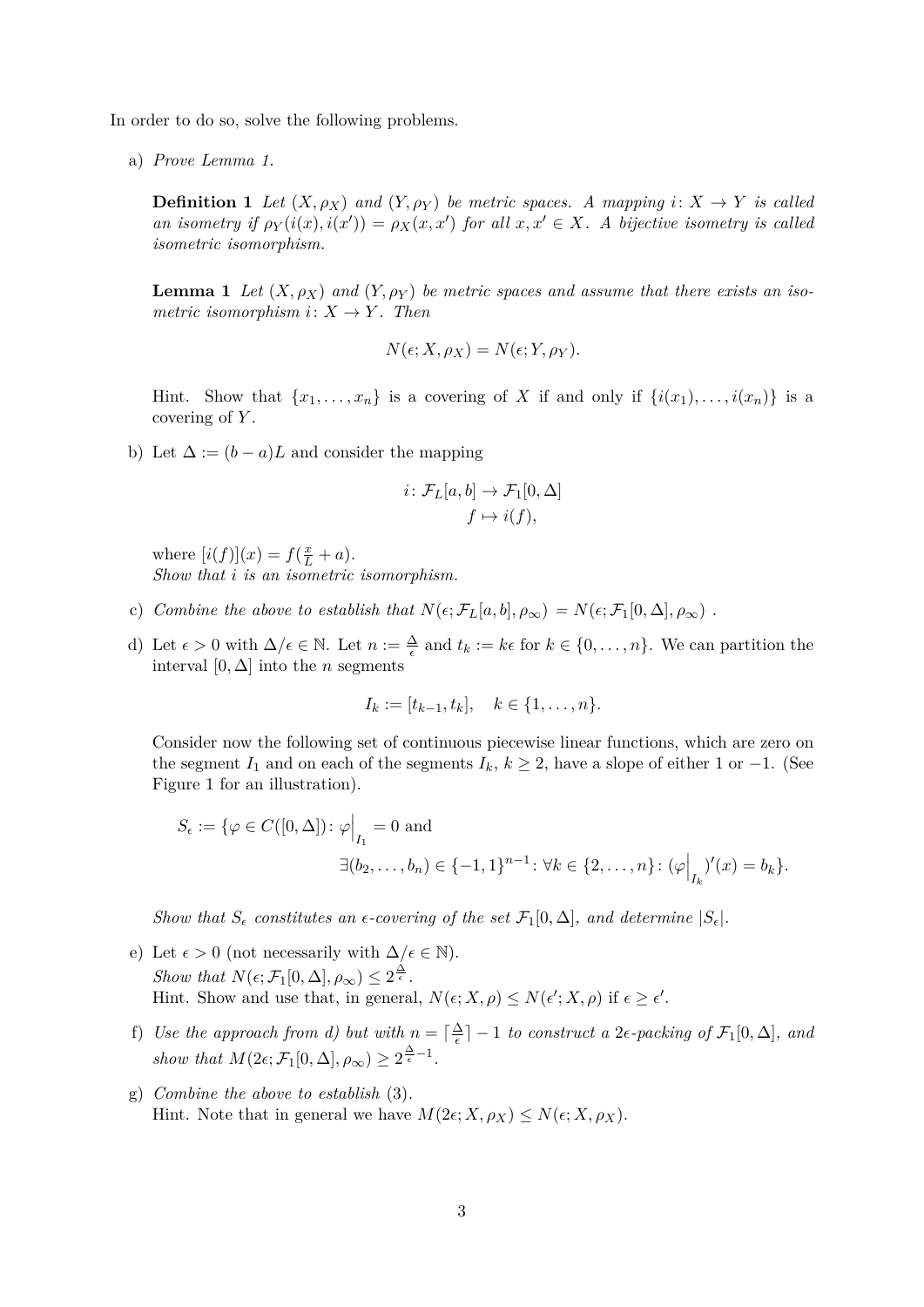In order to do so, solve the following problems.

a) *Prove Lemma 1.*

   **Definition 1** *Let $(X, \rho_X)$ and $(Y, \rho_Y)$ be metric spaces. A mapping $i\colon X \to Y$ is called an isometry if $\rho_Y(i(x), i(x')) = \rho_X(x, x')$ for all $x, x' \in X$. A bijective isometry is called isometric isomorphism.*

   **Lemma 1** *Let $(X, \rho_X)$ and $(Y, \rho_Y)$ be metric spaces and assume that there exists an isometric isomorphism $i\colon X \to Y$. Then*

   $$N(\epsilon; X, \rho_X) = N(\epsilon; Y, \rho_Y).$$

   Hint. Show that $\{x_1, \ldots, x_n\}$ is a covering of $X$ if and only if $\{i(x_1), \ldots, i(x_n)\}$ is a covering of $Y$.

b) Let $\Delta := (b - a)L$ and consider the mapping

   $$i\colon \mathcal{F}_L[a, b] \to \mathcal{F}_1[0, \Delta]$$
   $$f \mapsto i(f),$$

   where $[i(f)](x) = f(\frac{x}{L} + a)$.
   *Show that $i$ is an isometric isomorphism.*

c) *Combine the above to establish that $N(\epsilon; \mathcal{F}_L[a, b], \rho_\infty) = N(\epsilon; \mathcal{F}_1[0, \Delta], \rho_\infty)$ .*

d) Let $\epsilon > 0$ with $\Delta/\epsilon \in \mathbb{N}$. Let $n := \frac{\Delta}{\epsilon}$ and $t_k := k\epsilon$ for $k \in \{0, \ldots, n\}$. We can partition the interval $[0, \Delta]$ into the $n$ segments

   $$I_k := [t_{k-1}, t_k], \quad k \in \{1, \ldots, n\}.$$

   Consider now the following set of continuous piecewise linear functions, which are zero on the segment $I_1$ and on each of the segments $I_k$, $k \geq 2$, have a slope of either 1 or $-1$. (See Figure 1 for an illustration).

   $$S_\epsilon := \{\varphi \in C([0, \Delta])\colon \varphi\Big|_{I_1} = 0 \text{ and}$$
   $$\exists (b_2, \ldots, b_n) \in \{-1, 1\}^{n-1}\colon \forall k \in \{2, \ldots, n\}\colon (\varphi\Big|_{I_k})'(x) = b_k\}.$$

   *Show that $S_\epsilon$ constitutes an $\epsilon$-covering of the set $\mathcal{F}_1[0, \Delta]$, and determine $|S_\epsilon|$.*

e) Let $\epsilon > 0$ (not necessarily with $\Delta/\epsilon \in \mathbb{N}$).
   *Show that $N(\epsilon; \mathcal{F}_1[0, \Delta], \rho_\infty) \leq 2^{\frac{\Delta}{\epsilon}}$.*
   Hint. Show and use that, in general, $N(\epsilon; X, \rho) \leq N(\epsilon'; X, \rho)$ if $\epsilon \geq \epsilon'$.

f) *Use the approach from d) but with $n = \lceil \frac{\Delta}{\epsilon} \rceil - 1$ to construct a $2\epsilon$-packing of $\mathcal{F}_1[0, \Delta]$, and show that $M(2\epsilon; \mathcal{F}_1[0, \Delta], \rho_\infty) \geq 2^{\frac{\Delta}{\epsilon} - 1}$.*

g) *Combine the above to establish* (3).
   Hint. Note that in general we have $M(2\epsilon; X, \rho_X) \leq N(\epsilon; X, \rho_X)$.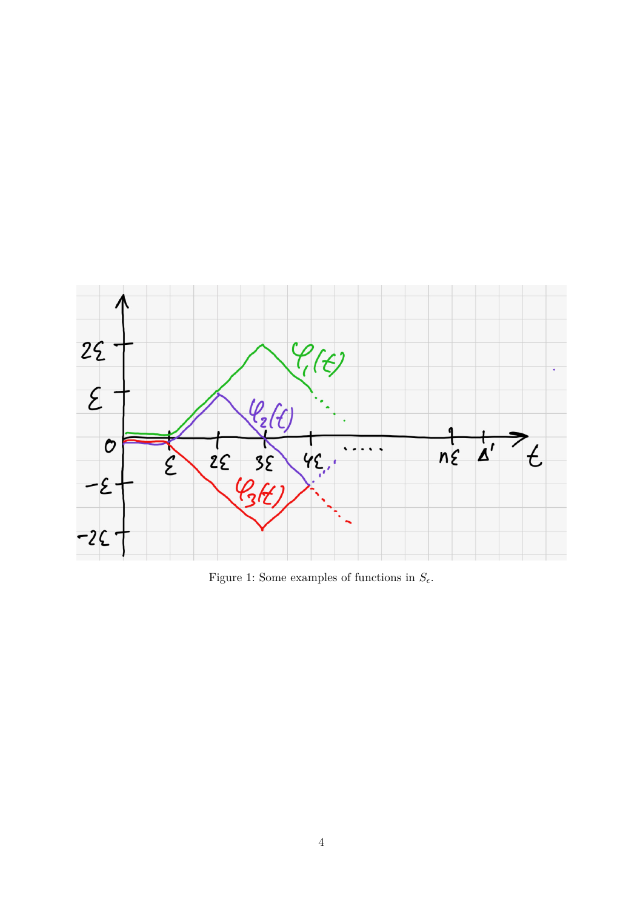$2\varepsilon$

$\varepsilon$

$0$

$-\varepsilon$

$-2\varepsilon$

$\varepsilon$ $2\varepsilon$ $3\varepsilon$ $4\varepsilon$ ..... $n\varepsilon$ $\Delta'$ $t$

$\varphi_1(t)$

$\varphi_2(t)$

$\varphi_3(t)$

Figure 1: Some examples of functions in $S_\epsilon$.